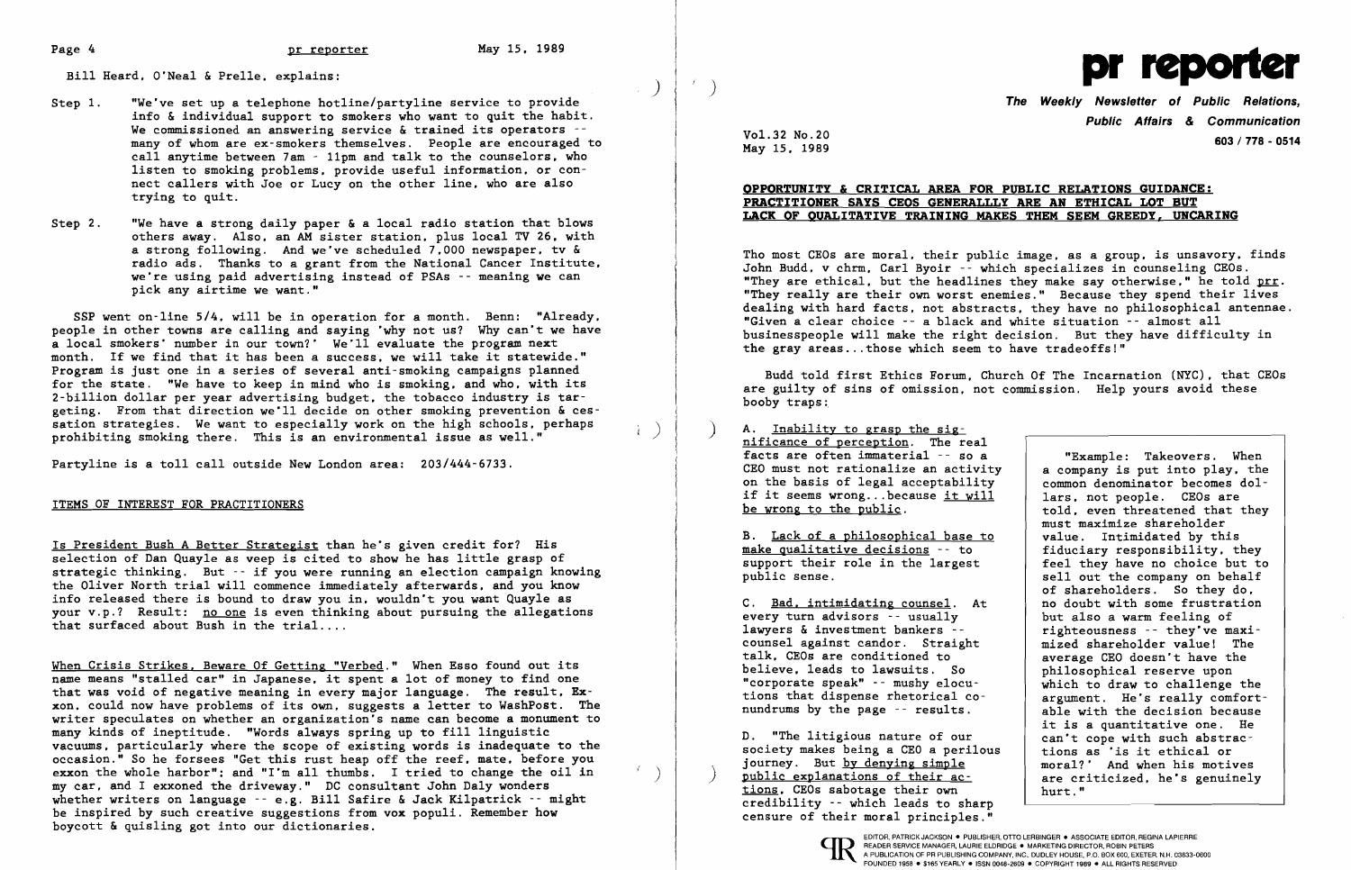Bill Heard, O'Neal & Prelle, explains:

Step 1. "We've set up a telephone hotline/partyline service to provide info & individual support to smokers who want to quit the habit. We commissioned an answering service & trained its operators -- many of whom are ex-smokers themselves. People are encouraged to call anytime between 7am - 11pm and talk to the counselors, who listen to smoking problems, provide useful information, or connect callers with Joe or Lucy on the other line, who are also trying to quit.

Step 2. "We have a strong daily paper & a local radio station that blows others away. Also, an AM sister station, plus local TV 26, with a strong following. And we've scheduled 7,000 newspaper, tv & radio ads. Thanks to a grant from the National Cancer Institute, we're using paid advertising instead of PSAs -- meaning we can pick any airtime we want."

SSP went on-line 5/4, will be in operation for a month. Benn: "Already, people in other towns are calling and saying 'why not us? Why can't we have a local smokers' number in our town?' We'll evaluate the program next month. If we find that it has been a success, we will take it statewide." Program is just one in a series of several anti-smoking campaigns planned for the state. "We have to keep in mind who is smoking, and who, with its 2-billion dollar per year advertising budget, the tobacco industry is targeting. From that direction we'll decide on other smoking prevention & cessation strategies. We want to especially work on the high schools, perhaps prohibiting smoking there. This is an environmental issue as well."

Partyline is a toll call outside New London area: 203/444-6733.

## ITEMS OF INTEREST FOR PRACTITIONERS

Is President Bush A Better Strategist than he's given credit for? His selection of Dan Quayle as veep is cited to show he has little grasp of strategic thinking. But -- if you were running an election campaign knowing the Oliver North trial will commence immediately afterwards, and you know info released there is bound to draw you in, wouldn't you want Quayle as your v.p.? Result: no one is even thinking about pursuing the allegations that surfaced about Bush in the trial....

When Crisis Strikes, Beware Of Getting "Verbed." When Esso found out its name means "stalled car" in Japanese, it spent a lot of money to find one that was void of negative meaning in every major language. The result, Exxon, could now have problems of its own, suggests a letter to WashPost. The writer speculates on whether an organization's name can become a monument to many kinds of ineptitude. "Words always spring up to fill linguistic vacuums, particularly where the scope of existing words is inadequate to the occasion." So he forsees "Get this rust heap off the reef, mate, before you exxon the whole harbor"; and "I'm all thumbs. I tried to change the oil in my car, and I exxoned the driveway." DC consultant John Daly wonders whether writers on language -- e.g. Bill Safire & Jack Kilpatrick -- might be inspired by such creative suggestions from vox populi. Remember how boycott & quisling got into our dictionaries.

# pr reporter

**The Weekly Newsletter of Public Relations, Public Affairs & Communication**

Vol.32 No.20
May 15, 1989

603 / 778 - 0514

## OPPORTUNITY & CRITICAL AREA FOR PUBLIC RELATIONS GUIDANCE: PRACTITIONER SAYS CEOS GENERALLLY ARE AN ETHICAL LOT BUT LACK OF QUALITATIVE TRAINING MAKES THEM SEEM GREEDY, UNCARING

Tho most CEOs are moral, their public image, as a group, is unsavory, finds John Budd, v chrm, Carl Byoir -- which specializes in counseling CEOs. "They are ethical, but the headlines they make say otherwise," he told prr. "They really are their own worst enemies." Because they spend their lives dealing with hard facts, not abstracts, they have no philosophical antennae. "Given a clear choice -- a black and white situation -- almost all businesspeople will make the right decision. But they have difficulty in the gray areas...those which seem to have tradeoffs!"

Budd told first Ethics Forum, Church Of The Incarnation (NYC), that CEOs are guilty of sins of omission, not commission. Help yours avoid these booby traps:

A. Inability to grasp the significance of perception. The real facts are often immaterial -- so a CEO must not rationalize an activity on the basis of legal acceptability if it seems wrong...because it will be wrong to the public.

B. Lack of a philosophical base to make qualitative decisions -- to support their role in the largest public sense.

C. Bad, intimidating counsel. At every turn advisors -- usually lawyers & investment bankers -- counsel against candor. Straight talk, CEOs are conditioned to believe, leads to lawsuits. So "corporate speak" -- mushy elocutions that dispense rhetorical conundrums by the page -- results.

D. "The litigious nature of our society makes being a CEO a perilous journey. But by denying simple public explanations of their actions, CEOs sabotage their own credibility -- which leads to sharp censure of their moral principles."

> "Example: Takeovers. When a company is put into play, the common denominator becomes dollars, not people. CEOs are told, even threatened that they must maximize shareholder value. Intimidated by this fiduciary responsibility, they feel they have no choice but to sell out the company on behalf of shareholders. So they do, no doubt with some frustration but also a warm feeling of righteousness -- they've maximized shareholder value! The average CEO doesn't have the philosophical reserve upon which to draw to challenge the argument. He's really comfortable with the decision because it is a quantitative one. He can't cope with such abstractions as 'is it ethical or moral?' And when his motives are criticized, he's genuinely hurt."

EDITOR, PATRICK JACKSON • PUBLISHER, OTTO LERBINGER • ASSOCIATE EDITOR, REGINA LAPIERRE
READER SERVICE MANAGER, LAURIE ELDRIDGE • MARKETING DIRECTOR, ROBIN PETERS
A PUBLICATION OF PR PUBLISHING COMPANY, INC., DUDLEY HOUSE, P.O. BOX 600, EXETER, N.H. 03833-0600
FOUNDED 1958 • $165 YEARLY • ISSN 0048-2609 • COPYRIGHT 1989 • ALL RIGHTS RESERVED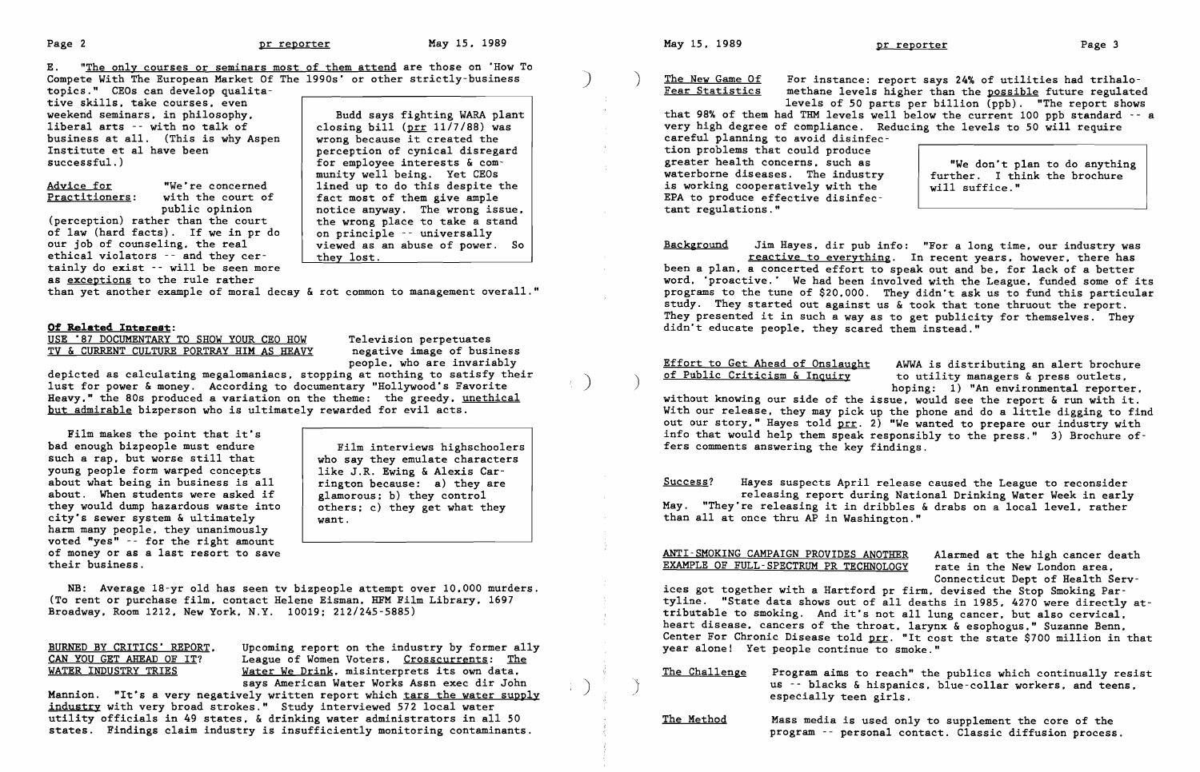E. "The only courses or seminars most of them attend are those on 'How To Compete With The European Market Of The 1990s' or other strictly-business topics." CEOs can develop qualitative skills, take courses, even weekend seminars, in philosophy, liberal arts -- with no talk of business at all. (This is why Aspen Institute et al have been successful.)

> Budd says fighting WARA plant closing bill (prr 11/7/88) was wrong because it created the perception of cynical disregard for employee interests & community well being. Yet CEOs lined up to do this despite the fact most of them give ample notice anyway. The wrong issue, the wrong place to take a stand on principle -- universally viewed as an abuse of power. So they lost.

Advice for Practitioners: "We're concerned with the court of public opinion (perception) rather than the court of law (hard facts). If we in pr do our job of counseling, the real ethical violators -- and they certainly do exist -- will be seen more as exceptions to the rule rather than yet another example of moral decay & rot common to management overall."

**Of Related Interest:**

USE '87 DOCUMENTARY TO SHOW YOUR CEO HOW TV & CURRENT CULTURE PORTRAY HIM AS HEAVY

Television perpetuates negative image of business people, who are invariably depicted as calculating megalomaniacs, stopping at nothing to satisfy their lust for power & money. According to documentary "Hollywood's Favorite Heavy," the 80s produced a variation on the theme: the greedy, unethical but admirable bizperson who is ultimately rewarded for evil acts.

Film makes the point that it's bad enough bizpeople must endure such a rap, but worse still that young people form warped concepts about what being in business is all about. When students were asked if they would dump hazardous waste into city's sewer system & ultimately harm many people, they unanimously voted "yes" -- for the right amount of money or as a last resort to save their business.

> Film interviews highschoolers who say they emulate characters like J.R. Ewing & Alexis Carrington because: a) they are glamorous; b) they control others; c) they get what they want.

NB: Average 18-yr old has seen tv bizpeople attempt over 10,000 murders. (To rent or purchase film, contact Helene Eisman, HFM Film Library, 1697 Broadway, Room 1212, New York, N.Y. 10019; 212/245-5885)

BURNED BY CRITICS' REPORT, CAN YOU GET AHEAD OF IT? WATER INDUSTRY TRIES

Upcoming report on the industry by former ally League of Women Voters, Crosscurrents: The Water We Drink, misinterprets its own data, says American Water Works Assn exec dir John Mannion. "It's a very negatively written report which tars the water supply industry with very broad strokes." Study interviewed 572 local water utility officials in 49 states, & drinking water administrators in all 50 states. Findings claim industry is insufficiently monitoring contaminants.

The New Game Of Fear Statistics: For instance: report says 24% of utilities had trihalomethane levels higher than the possible future regulated levels of 50 parts per billion (ppb). "The report shows that 98% of them had THM levels well below the current 100 ppb standard -- a very high degree of compliance. Reducing the levels to 50 will require careful planning to avoid disinfection problems that could produce greater health concerns, such as waterborne diseases. The industry is working cooperatively with the EPA to produce effective disinfectant regulations."

> "We don't plan to do anything further. I think the brochure will suffice."

Background: Jim Hayes, dir pub info: "For a long time, our industry was reactive to everything. In recent years, however, there has been a plan, a concerted effort to speak out and be, for lack of a better word, 'proactive.' We had been involved with the League, funded some of its programs to the tune of $20,000. They didn't ask us to fund this particular study. They started out against us & took that tone thruout the report. They presented it in such a way as to get publicity for themselves. They didn't educate people, they scared them instead."

Effort to Get Ahead of Onslaught of Public Criticism & Inquiry: AWWA is distributing an alert brochure to utility managers & press outlets, hoping: 1) "An environmental reporter, without knowing our side of the issue, would see the report & run with it. With our release, they may pick up the phone and do a little digging to find out our story," Hayes told prr. 2) "We wanted to prepare our industry with info that would help them speak responsibly to the press." 3) Brochure offers comments answering the key findings.

Success? Hayes suspects April release caused the League to reconsider releasing report during National Drinking Water Week in early May. "They're releasing it in dribbles & drabs on a local level, rather than all at once thru AP in Washington."

ANTI-SMOKING CAMPAIGN PROVIDES ANOTHER EXAMPLE OF FULL-SPECTRUM PR TECHNOLOGY

Alarmed at the high cancer death rate in the New London area, Connecticut Dept of Health Services got together with a Hartford pr firm, devised the Stop Smoking Partyline. "State data shows out of all deaths in 1985, 4270 were directly attributable to smoking. And it's not all lung cancer, but also cervical, heart disease, cancers of the throat, larynx & esophogus," Suzanne Benn, Center For Chronic Disease told prr. "It cost the state $700 million in that year alone! Yet people continue to smoke."

The Challenge: Program aims to reach" the publics which continually resist us -- blacks & hispanics, blue-collar workers, and teens, especially teen girls.

The Method: Mass media is used only to supplement the core of the program -- personal contact. Classic diffusion process.